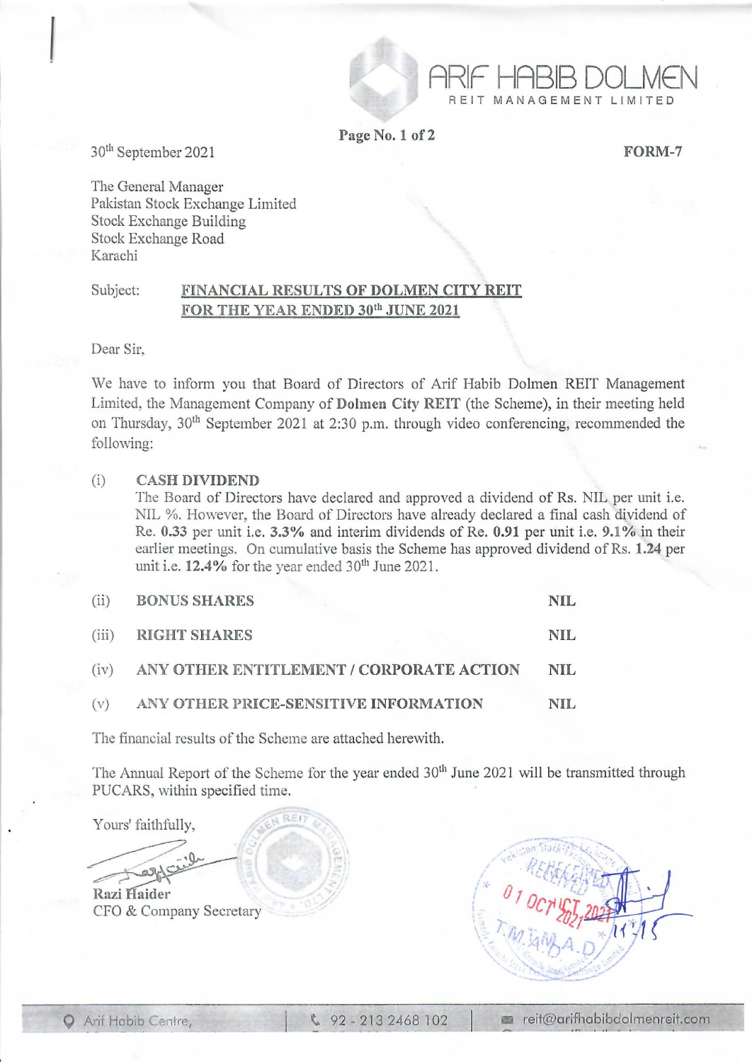ARIF HABIB DOLMEN
REIT MANAGEMENT LIMITED

30th September 2021

**FORM-7**

The General Manager
Pakistan Stock Exchange Limited
Stock Exchange Building
Stock Exchange Road
Karachi

Subject: **FINANCIAL RESULTS OF DOLMEN CITY REIT FOR THE YEAR ENDED 30th JUNE 2021**

Dear Sir,

We have to inform you that Board of Directors of Arif Habib Dolmen REIT Management Limited, the Management Company of **Dolmen City REIT** (the Scheme), in their meeting held on Thursday, 30th September 2021 at 2:30 p.m. through video conferencing, recommended the following:

(i) **CASH DIVIDEND**
The Board of Directors have declared and approved a dividend of Rs. NIL per unit i.e. NIL %. However, the Board of Directors have already declared a final cash dividend of Re. **0.33** per unit i.e. **3.3%** and interim dividends of Re. **0.91** per unit i.e. **9.1%** in their earlier meetings. On cumulative basis the Scheme has approved dividend of Rs. **1.24** per unit i.e. **12.4%** for the year ended 30th June 2021.

| | | |
|---|---|---|
| (ii) | **BONUS SHARES** | **NIL** |
| (iii) | **RIGHT SHARES** | **NIL** |
| (iv) | **ANY OTHER ENTITLEMENT / CORPORATE ACTION** | **NIL** |
| (v) | **ANY OTHER PRICE-SENSITIVE INFORMATION** | **NIL** |

The financial results of the Scheme are attached herewith.

The Annual Report of the Scheme for the year ended 30th June 2021 will be transmitted through PUCARS, within specified time.

Yours' faithfully,

**Razi Haider**
CFO & Company Secretary

Arif Habib Centre, | 92 - 213 2468 102 | reit@arifhabibdolmenreit.com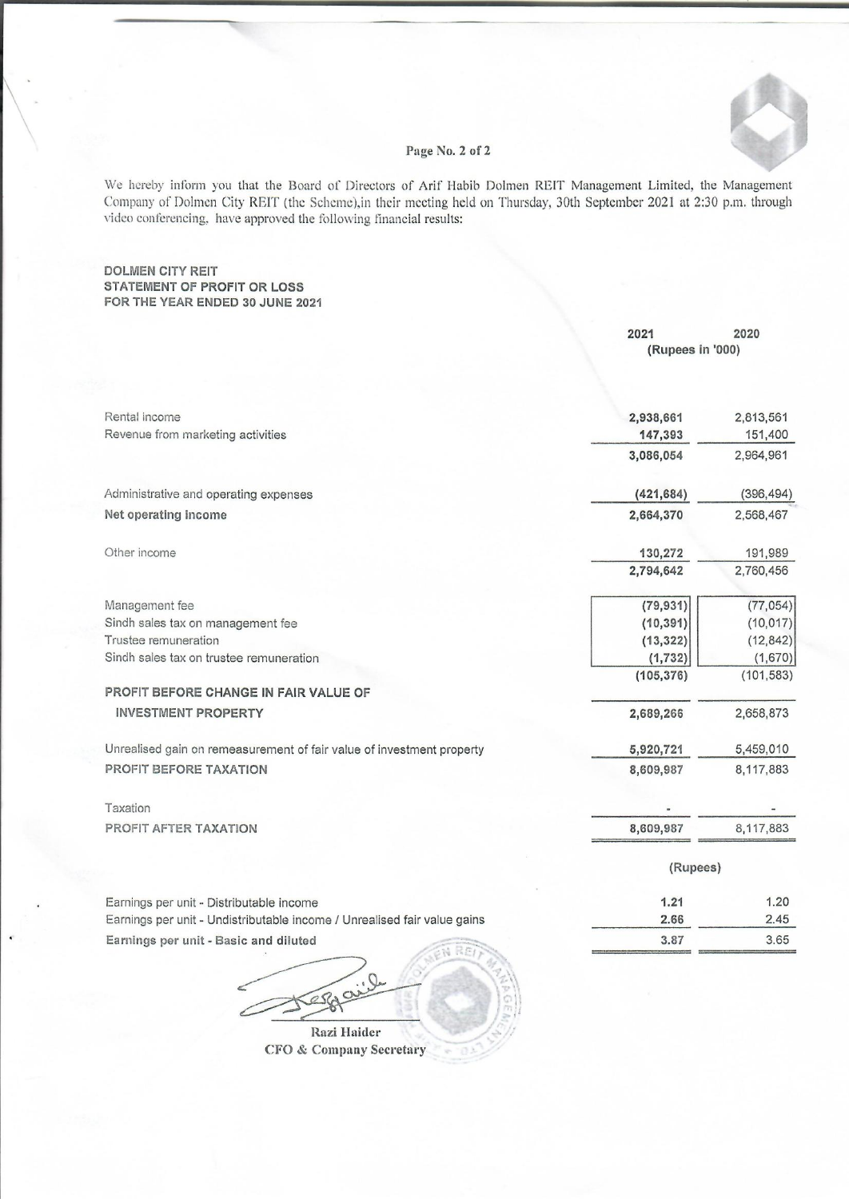We hereby inform you that the Board of Directors of Arif Habib Dolmen REIT Management Limited, the Management Company of Dolmen City REIT (the Scheme),in their meeting held on Thursday, 30th September 2021 at 2:30 p.m. through video conferencing, have approved the following financial results:

**DOLMEN CITY REIT**
**STATEMENT OF PROFIT OR LOSS**
**FOR THE YEAR ENDED 30 JUNE 2021**

| | 2021 | 2020 |
|---|---|---|
| | (Rupees in '000) | |
| Rental income | 2,938,661 | 2,813,561 |
| Revenue from marketing activities | 147,393 | 151,400 |
| | 3,086,054 | 2,964,961 |
| Administrative and operating expenses | (421,684) | (396,494) |
| **Net operating income** | 2,664,370 | 2,568,467 |
| Other income | 130,272 | 191,989 |
| | 2,794,642 | 2,760,456 |
| Management fee | (79,931) | (77,054) |
| Sindh sales tax on management fee | (10,391) | (10,017) |
| Trustee remuneration | (13,322) | (12,842) |
| Sindh sales tax on trustee remuneration | (1,732) | (1,670) |
| | (105,376) | (101,583) |
| **PROFIT BEFORE CHANGE IN FAIR VALUE OF INVESTMENT PROPERTY** | 2,689,266 | 2,658,873 |
| Unrealised gain on remeasurement of fair value of investment property | 5,920,721 | 5,459,010 |
| **PROFIT BEFORE TAXATION** | 8,609,987 | 8,117,883 |
| Taxation | - | - |
| **PROFIT AFTER TAXATION** | 8,609,987 | 8,117,883 |
| | (Rupees) | |
| Earnings per unit - Distributable income | 1.21 | 1.20 |
| Earnings per unit - Undistributable income / Unrealised fair value gains | 2.66 | 2.45 |
| **Earnings per unit - Basic and diluted** | 3.87 | 3.65 |

**Razi Haider**
**CFO & Company Secretary**